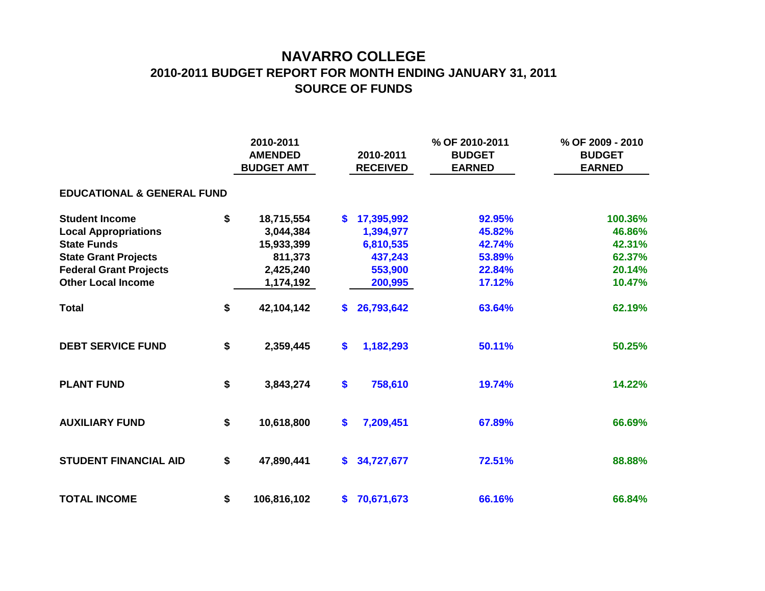# NAVARRO COLLEGE

## 2010-2011 BUDGET REPORT FOR MONTH ENDING JANUARY 31, 2011

## SOURCE OF FUNDS

| | 2010-2011 AMENDED BUDGET AMT | 2010-2011 RECEIVED | % OF 2010-2011 BUDGET EARNED | % OF 2009 - 2010 BUDGET EARNED |
|---|---|---|---|---|
| **EDUCATIONAL & GENERAL FUND** | | | | |
| **Student Income** | $ 18,715,554 | $ 17,395,992 | 92.95% | 100.36% |
| **Local Appropriations** | 3,044,384 | 1,394,977 | 45.82% | 46.86% |
| **State Funds** | 15,933,399 | 6,810,535 | 42.74% | 42.31% |
| **State Grant Projects** | 811,373 | 437,243 | 53.89% | 62.37% |
| **Federal Grant Projects** | 2,425,240 | 553,900 | 22.84% | 20.14% |
| **Other Local Income** | 1,174,192 | 200,995 | 17.12% | 10.47% |
| **Total** | $ 42,104,142 | $ 26,793,642 | 63.64% | 62.19% |
| **DEBT SERVICE FUND** | $ 2,359,445 | $ 1,182,293 | 50.11% | 50.25% |
| **PLANT FUND** | $ 3,843,274 | $ 758,610 | 19.74% | 14.22% |
| **AUXILIARY FUND** | $ 10,618,800 | $ 7,209,451 | 67.89% | 66.69% |
| **STUDENT FINANCIAL AID** | $ 47,890,441 | $ 34,727,677 | 72.51% | 88.88% |
| **TOTAL INCOME** | $ 106,816,102 | $ 70,671,673 | 66.16% | 66.84% |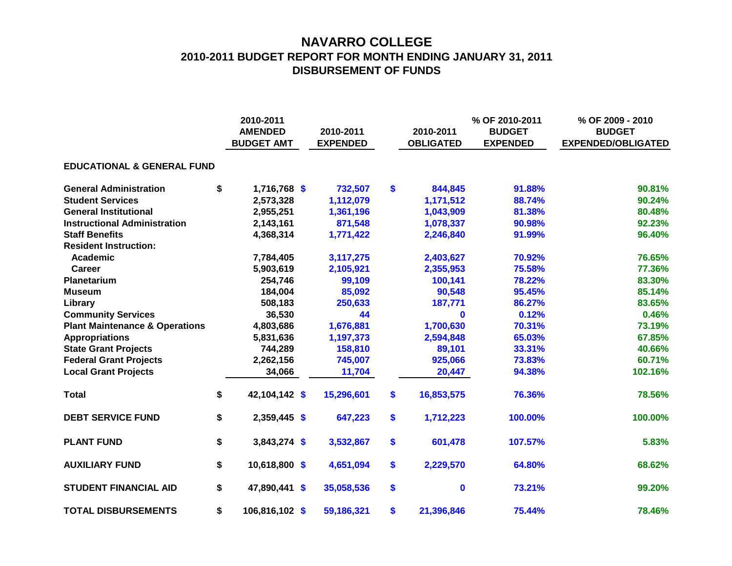# NAVARRO COLLEGE

## 2010-2011 BUDGET REPORT FOR MONTH ENDING JANUARY 31, 2011

## DISBURSEMENT OF FUNDS

| | 2010-2011 AMENDED BUDGET AMT | 2010-2011 EXPENDED | 2010-2011 OBLIGATED | % OF 2010-2011 BUDGET EXPENDED | % OF 2009 - 2010 BUDGET EXPENDED/OBLIGATED |
|---|---|---|---|---|---|
| **EDUCATIONAL & GENERAL FUND** | | | | | |
| General Administration | $ 1,716,768 | $ 732,507 | $ 844,845 | 91.88% | 90.81% |
| Student Services | 2,573,328 | 1,112,079 | 1,171,512 | 88.74% | 90.24% |
| General Institutional | 2,955,251 | 1,361,196 | 1,043,909 | 81.38% | 80.48% |
| Instructional Administration | 2,143,161 | 871,548 | 1,078,337 | 90.98% | 92.23% |
| Staff Benefits | 4,368,314 | 1,771,422 | 2,246,840 | 91.99% | 96.40% |
| Resident Instruction: | | | | | |
| Academic | 7,784,405 | 3,117,275 | 2,403,627 | 70.92% | 76.65% |
| Career | 5,903,619 | 2,105,921 | 2,355,953 | 75.58% | 77.36% |
| Planetarium | 254,746 | 99,109 | 100,141 | 78.22% | 83.30% |
| Museum | 184,004 | 85,092 | 90,548 | 95.45% | 85.14% |
| Library | 508,183 | 250,633 | 187,771 | 86.27% | 83.65% |
| Community Services | 36,530 | 44 | 0 | 0.12% | 0.46% |
| Plant Maintenance & Operations | 4,803,686 | 1,676,881 | 1,700,630 | 70.31% | 73.19% |
| Appropriations | 5,831,636 | 1,197,373 | 2,594,848 | 65.03% | 67.85% |
| State Grant Projects | 744,289 | 158,810 | 89,101 | 33.31% | 40.66% |
| Federal Grant Projects | 2,262,156 | 745,007 | 925,066 | 73.83% | 60.71% |
| Local Grant Projects | 34,066 | 11,704 | 20,447 | 94.38% | 102.16% |
| **Total** | $ 42,104,142 | $ 15,296,601 | $ 16,853,575 | 76.36% | 78.56% |
| **DEBT SERVICE FUND** | $ 2,359,445 | $ 647,223 | $ 1,712,223 | 100.00% | 100.00% |
| **PLANT FUND** | $ 3,843,274 | $ 3,532,867 | $ 601,478 | 107.57% | 5.83% |
| **AUXILIARY FUND** | $ 10,618,800 | $ 4,651,094 | $ 2,229,570 | 64.80% | 68.62% |
| **STUDENT FINANCIAL AID** | $ 47,890,441 | $ 35,058,536 | $ 0 | 73.21% | 99.20% |
| **TOTAL DISBURSEMENTS** | $ 106,816,102 | $ 59,186,321 | $ 21,396,846 | 75.44% | 78.46% |